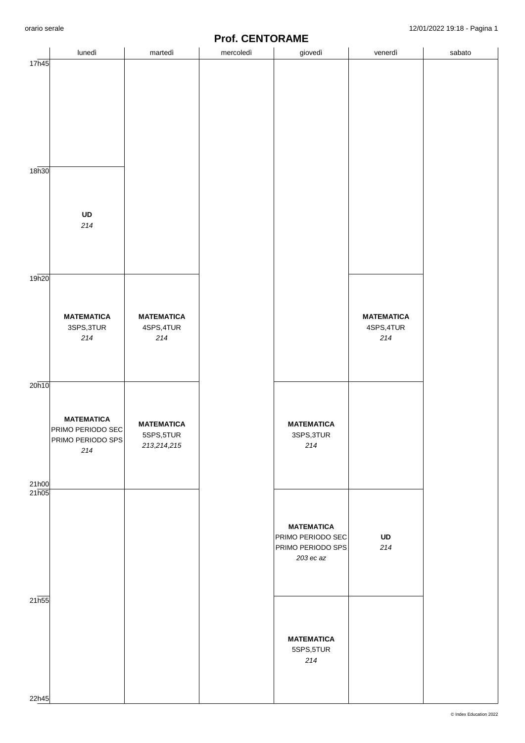# Prof. CENTORAME

| | lunedì | martedì | mercoledì | giovedì | venerdì | sabato |
|---|---|---|---|---|---|---|
| 17h45 | | | | | | |
| 18h30 | **UD** *214* | | | | | |
| 19h20 | **MATEMATICA** 3SPS,3TUR *214* | **MATEMATICA** 4SPS,4TUR *214* | | | **MATEMATICA** 4SPS,4TUR *214* | |
| 20h10 | **MATEMATICA** PRIMO PERIODO SEC PRIMO PERIODO SPS *214* | **MATEMATICA** 5SPS,5TUR *213,214,215* | | **MATEMATICA** 3SPS,3TUR *214* | | |
| 21h05 | | | | **MATEMATICA** PRIMO PERIODO SEC PRIMO PERIODO SPS *203 ec az* | **UD** *214* | |
| 21h55 | | | | **MATEMATICA** 5SPS,5TUR *214* | | |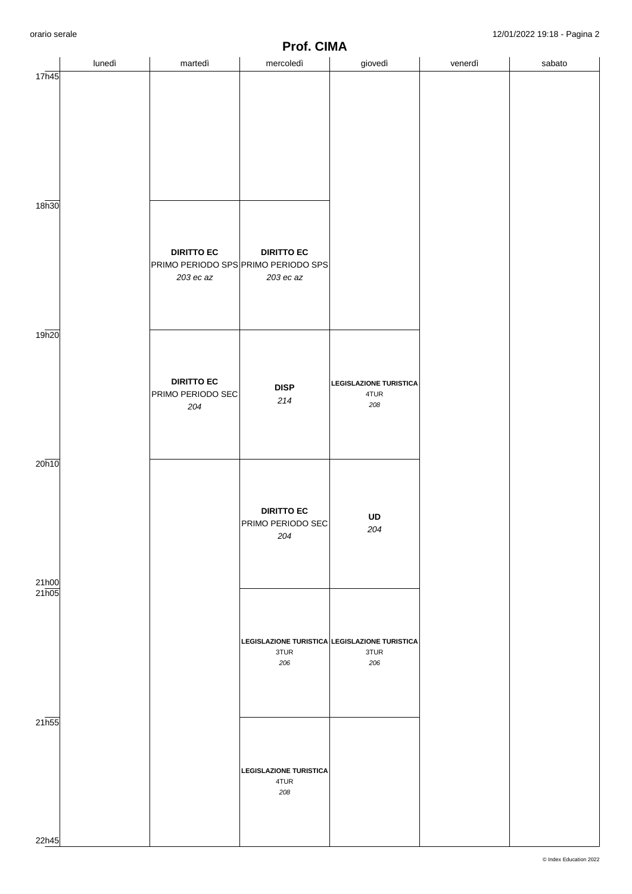# Prof. CIMA

| | lunedì | martedì | mercoledì | giovedì | venerdì | sabato |
|---|---|---|---|---|---|---|
| 17h45 | | | | | | |
| 18h30 | | **DIRITTO EC** PRIMO PERIODO SPS *203 ec az* | **DIRITTO EC** PRIMO PERIODO SPS *203 ec az* | | | |
| 19h20 | | **DIRITTO EC** PRIMO PERIODO SEC *204* | **DISP** *214* | **LEGISLAZIONE TURISTICA** 4TUR *208* | | |
| 20h10 | | | **DIRITTO EC** PRIMO PERIODO SEC *204* | **UD** *204* | | |
| 21h05 | | | **LEGISLAZIONE TURISTICA** 3TUR *206* | **LEGISLAZIONE TURISTICA** 3TUR *206* | | |
| 21h55 | | | **LEGISLAZIONE TURISTICA** 4TUR *208* | | | |
| 22h45 | | | | | | |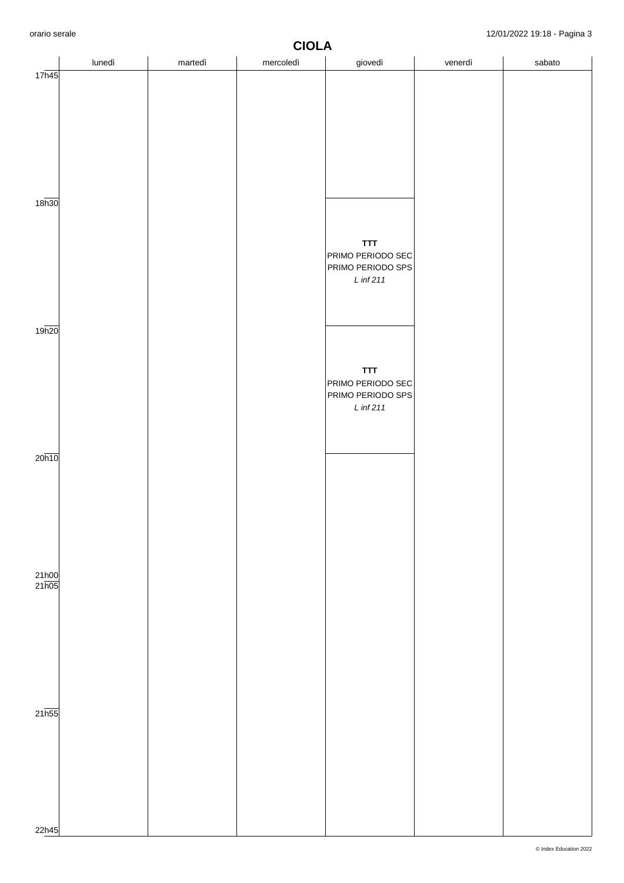# CIOLA

| | lunedì | martedì | mercoledì | giovedì | venerdì | sabato |
|---|---|---|---|---|---|---|
| 17h45 | | | | | | |
| 18h30 | | | | **TTT**<br>PRIMO PERIODO SEC<br>PRIMO PERIODO SPS<br>*L inf 211* | | |
| 19h20 | | | | **TTT**<br>PRIMO PERIODO SEC<br>PRIMO PERIODO SPS<br>*L inf 211* | | |
| 20h10 | | | | | | |
| 21h00 | | | | | | |
| 21h05 | | | | | | |
| 21h55 | | | | | | |
| 22h45 | | | | | | |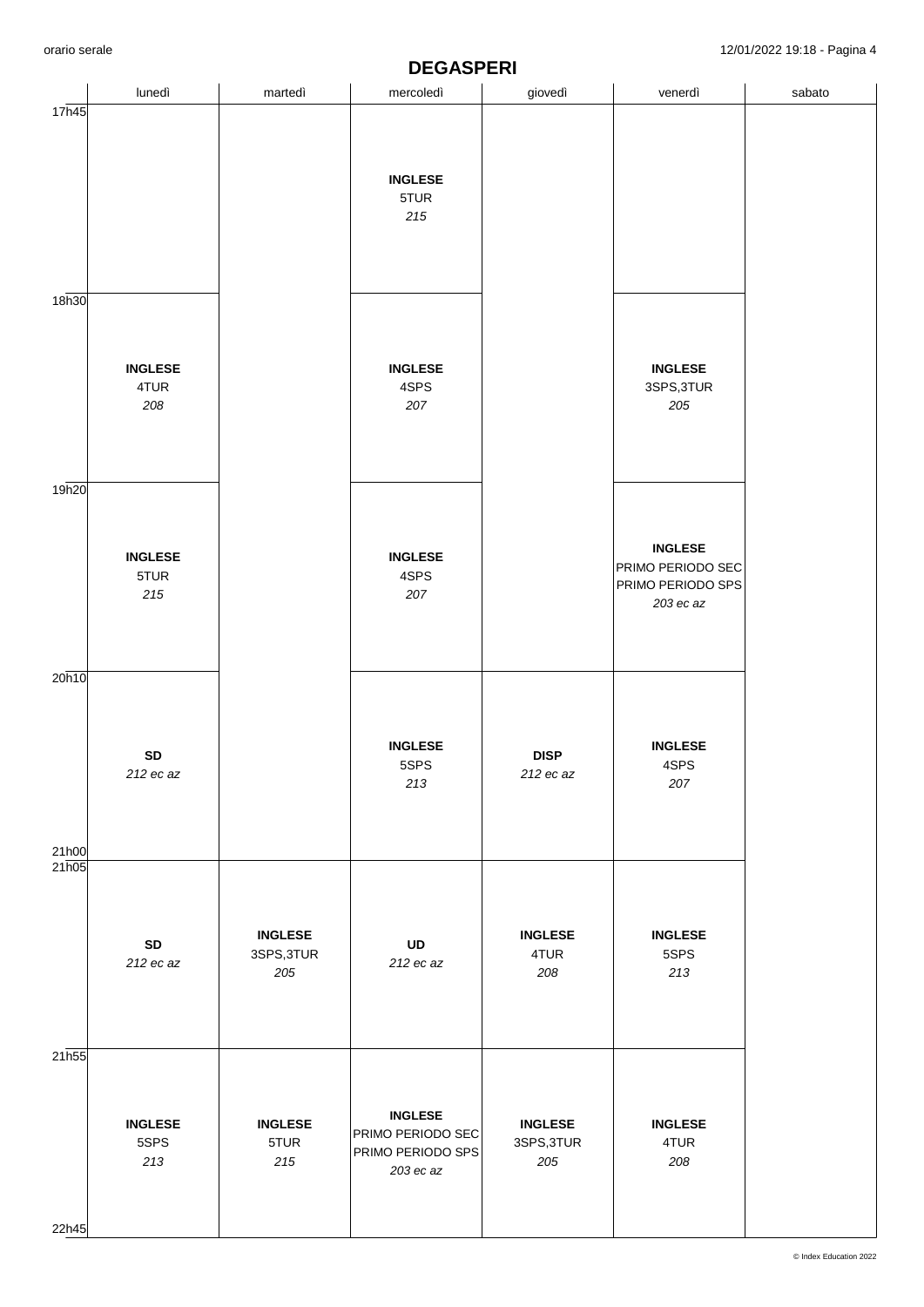# DEGASPERI

| | lunedì | martedì | mercoledì | giovedì | venerdì | sabato |
|---|---|---|---|---|---|---|
| 17h45 | | | **INGLESE** 5TUR *215* | | | |
| 18h30 | **INGLESE** 4TUR *208* | | **INGLESE** 4SPS *207* | | **INGLESE** 3SPS,3TUR *205* | |
| 19h20 | **INGLESE** 5TUR *215* | | **INGLESE** 4SPS *207* | | **INGLESE** PRIMO PERIODO SEC PRIMO PERIODO SPS *203 ec az* | |
| 20h10 - 21h00 | **SD** *212 ec az* | | **INGLESE** 5SPS *213* | **DISP** *212 ec az* | **INGLESE** 4SPS *207* | |
| 21h05 | **SD** *212 ec az* | **INGLESE** 3SPS,3TUR *205* | **UD** *212 ec az* | **INGLESE** 4TUR *208* | **INGLESE** 5SPS *213* | |
| 21h55 - 22h45 | **INGLESE** 5SPS *213* | **INGLESE** 5TUR *215* | **INGLESE** PRIMO PERIODO SEC PRIMO PERIODO SPS *203 ec az* | **INGLESE** 3SPS,3TUR *205* | **INGLESE** 4TUR *208* | |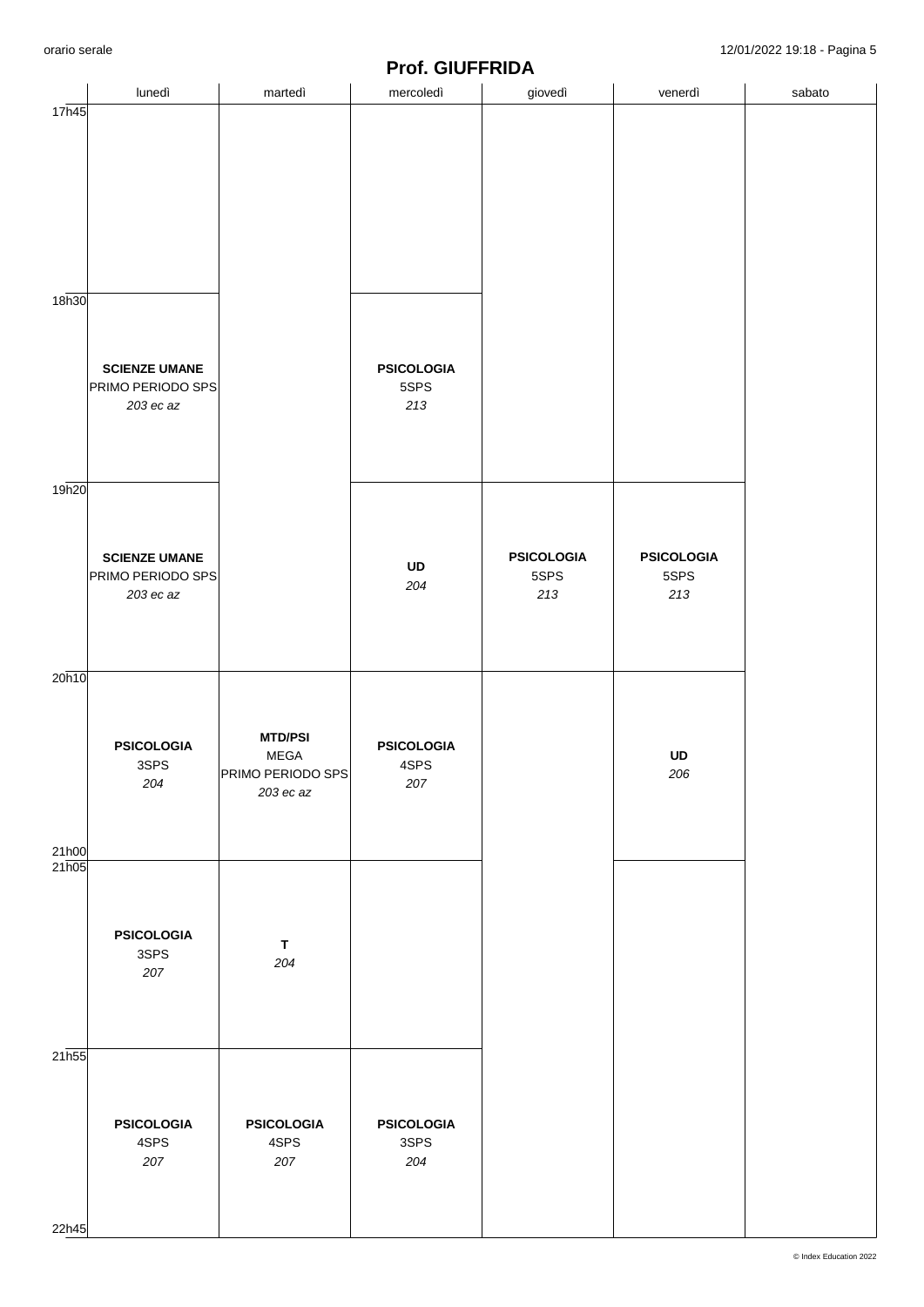## Prof. GIUFFRIDA

| | lunedì | martedì | mercoledì | giovedì | venerdì | sabato |
|---|---|---|---|---|---|---|
| 17h45 | | | | | | |
| 18h30 | **SCIENZE UMANE** PRIMO PERIODO SPS *203 ec az* | | **PSICOLOGIA** 5SPS *213* | | | |
| 19h20 | **SCIENZE UMANE** PRIMO PERIODO SPS *203 ec az* | | **UD** *204* | **PSICOLOGIA** 5SPS *213* | **PSICOLOGIA** 5SPS *213* | |
| 20h10 - 21h00 | **PSICOLOGIA** 3SPS *204* | **MTD/PSI** MEGA PRIMO PERIODO SPS *203 ec az* | **PSICOLOGIA** 4SPS *207* | | **UD** *206* | |
| 21h05 | **PSICOLOGIA** 3SPS *207* | **T** *204* | | | | |
| 21h55 - 22h45 | **PSICOLOGIA** 4SPS *207* | **PSICOLOGIA** 4SPS *207* | **PSICOLOGIA** 3SPS *204* | | | |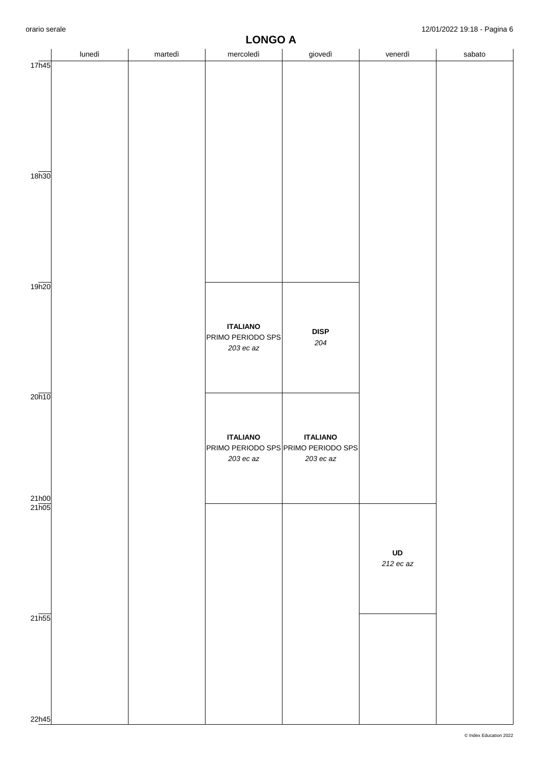# LONGO A

| | lunedì | martedì | mercoledì | giovedì | venerdì | sabato |
|---|---|---|---|---|---|---|
| 17h45 | | | | | | |
| 18h30 | | | | | | |
| 19h20 | | | **ITALIANO** PRIMO PERIODO SPS *203 ec az* | **DISP** *204* | | |
| 20h10 | | | **ITALIANO** PRIMO PERIODO SPS *203 ec az* | **ITALIANO** PRIMO PERIODO SPS *203 ec az* | | |
| 21h05 | | | | | **UD** *212 ec az* | |
| 21h55 | | | | | | |
| 22h45 | | | | | | |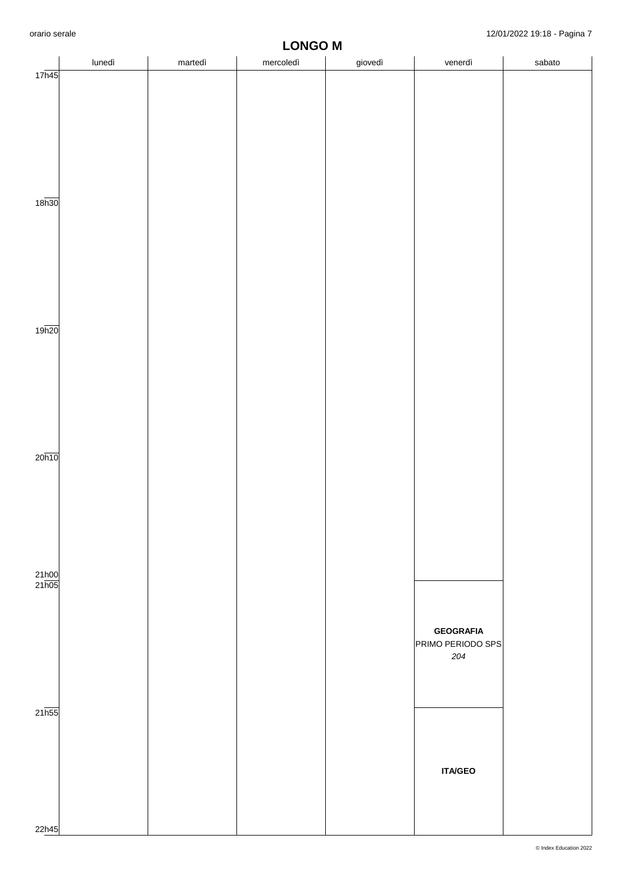# LONGO M

| | lunedì | martedì | mercoledì | giovedì | venerdì | sabato |
|---|---|---|---|---|---|---|
| 17h45 | | | | | | |
| 18h30 | | | | | | |
| 19h20 | | | | | | |
| 20h10 | | | | | | |
| 21h00 | | | | | | |
| 21h05 | | | | | **GEOGRAFIA** PRIMO PERIODO SPS *204* | |
| 21h55 | | | | | **ITA/GEO** | |
| 22h45 | | | | | | |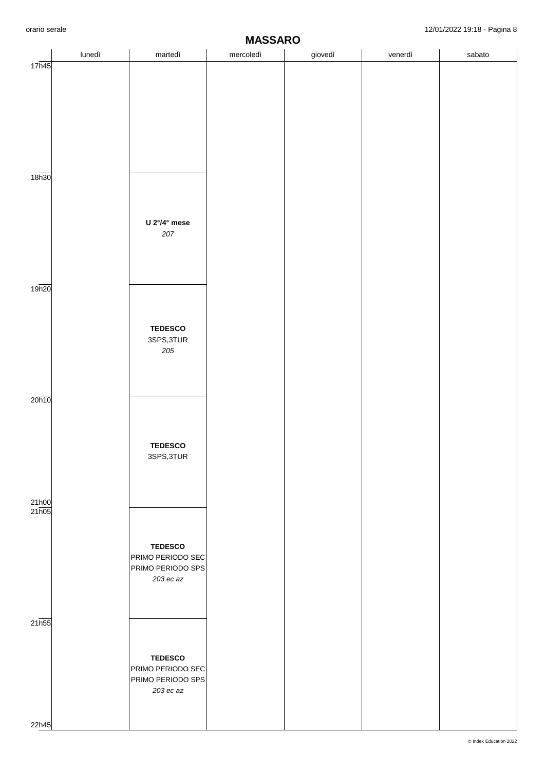# MASSARO

| | lunedì | martedì | mercoledì | giovedì | venerdì | sabato |
|---|---|---|---|---|---|---|
| 17h45 | | | | | | |
| 18h30 | | **U 2°/4° mese** *207* | | | | |
| 19h20 | | **TEDESCO** 3SPS,3TUR *205* | | | | |
| 20h10 | | **TEDESCO** 3SPS,3TUR | | | | |
| 21h05 | | **TEDESCO** PRIMO PERIODO SEC PRIMO PERIODO SPS *203 ec az* | | | | |
| 21h55 | | **TEDESCO** PRIMO PERIODO SEC PRIMO PERIODO SPS *203 ec az* | | | | |
| 22h45 | | | | | | |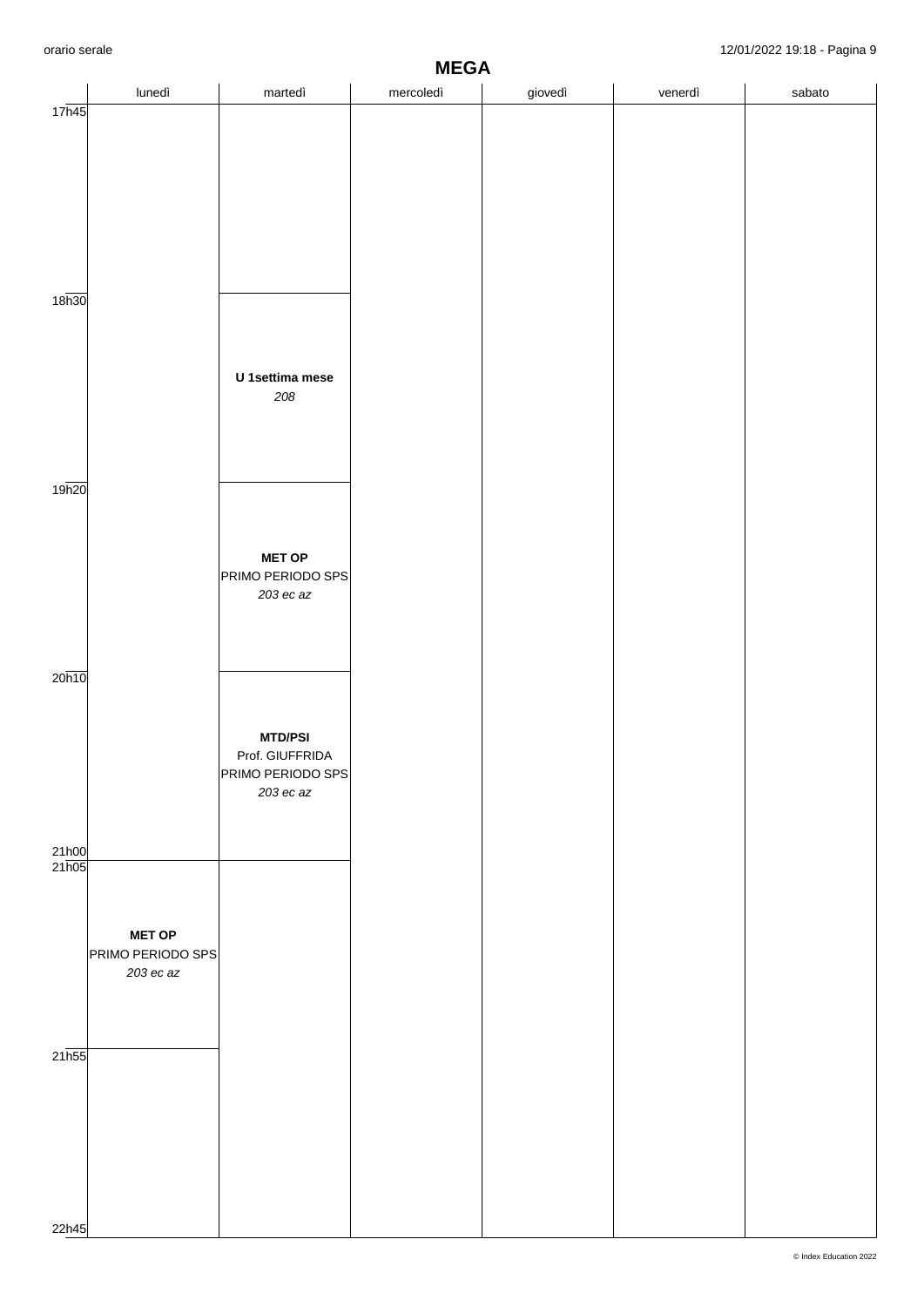## MEGA

| | lunedì | martedì | mercoledì | giovedì | venerdì | sabato |
|---|---|---|---|---|---|---|
| 17h45 | | | | | | |
| 18h30 | | **U 1settima mese**<br>*208* | | | | |
| 19h20 | | **MET OP**<br>PRIMO PERIODO SPS<br>*203 ec az* | | | | |
| 20h10 | | **MTD/PSI**<br>Prof. GIUFFRIDA<br>PRIMO PERIODO SPS<br>*203 ec az* | | | | |
| 21h00 / 21h05 | **MET OP**<br>PRIMO PERIODO SPS<br>*203 ec az* | | | | | |
| 21h55 | | | | | | |
| 22h45 | | | | | | |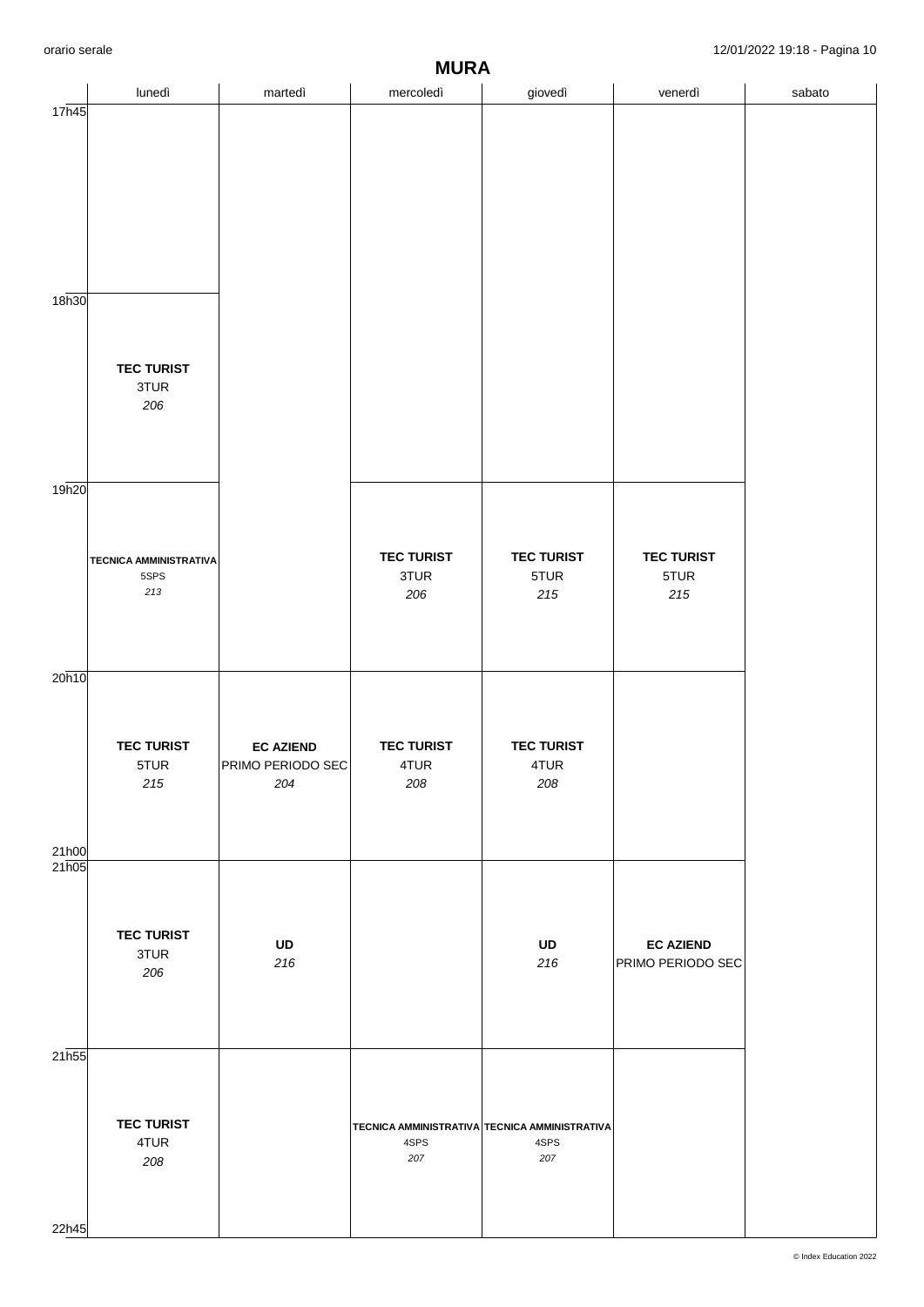# MURA

| | lunedì | martedì | mercoledì | giovedì | venerdì | sabato |
|---|---|---|---|---|---|---|
| 17h45 | | | | | | |
| 18h30 | **TEC TURIST** 3TUR *206* | | | | | |
| 19h20 | **TECNICA AMMINISTRATIVA** 5SPS *213* | | **TEC TURIST** 3TUR *206* | **TEC TURIST** 5TUR *215* | **TEC TURIST** 5TUR *215* | |
| 20h10 - 21h00 | **TEC TURIST** 5TUR *215* | **EC AZIEND** PRIMO PERIODO SEC *204* | **TEC TURIST** 4TUR *208* | **TEC TURIST** 4TUR *208* | | |
| 21h05 | **TEC TURIST** 3TUR *206* | **UD** *216* | | **UD** *216* | **EC AZIEND** PRIMO PERIODO SEC | |
| 21h55 - 22h45 | **TEC TURIST** 4TUR *208* | | **TECNICA AMMINISTRATIVA** 4SPS *207* | **TECNICA AMMINISTRATIVA** 4SPS *207* | | |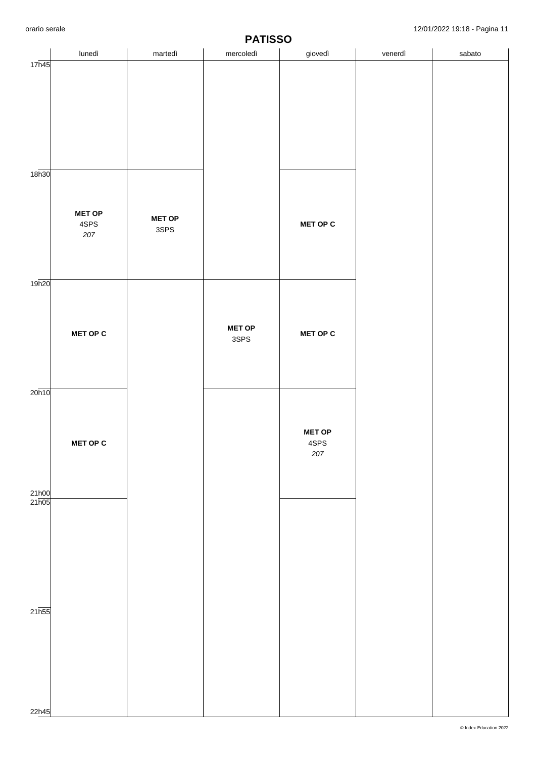# PATISSO

| | lunedì | martedì | mercoledì | giovedì | venerdì | sabato |
|---|---|---|---|---|---|---|
| 17h45 | | | | | | |
| 18h30 | **MET OP** 4SPS *207* | **MET OP** 3SPS | | **MET OP C** | | |
| 19h20 | **MET OP C** | | **MET OP** 3SPS | **MET OP C** | | |
| 20h10 | **MET OP C** | | | **MET OP** 4SPS *207* | | |
| 21h00 / 21h05 | | | | | | |
| 21h55 | | | | | | |
| 22h45 | | | | | | |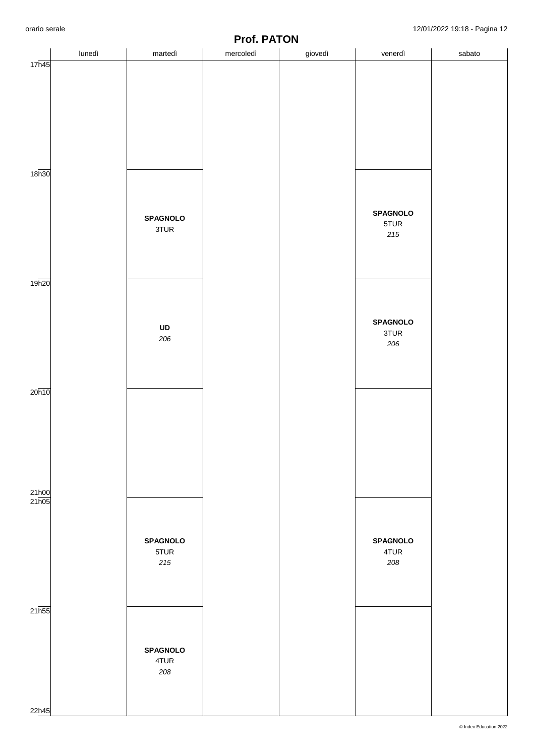## Prof. PATON

| | lunedì | martedì | mercoledì | giovedì | venerdì | sabato |
|---|---|---|---|---|---|---|
| 17h45 | | | | | | |
| 18h30 | | **SPAGNOLO** 3TUR | | | **SPAGNOLO** 5TUR *215* | |
| 19h20 | | **UD** *206* | | | **SPAGNOLO** 3TUR *206* | |
| 20h10 | | | | | | |
| 21h05 | | **SPAGNOLO** 5TUR *215* | | | **SPAGNOLO** 4TUR *208* | |
| 21h55 | | **SPAGNOLO** 4TUR *208* | | | | |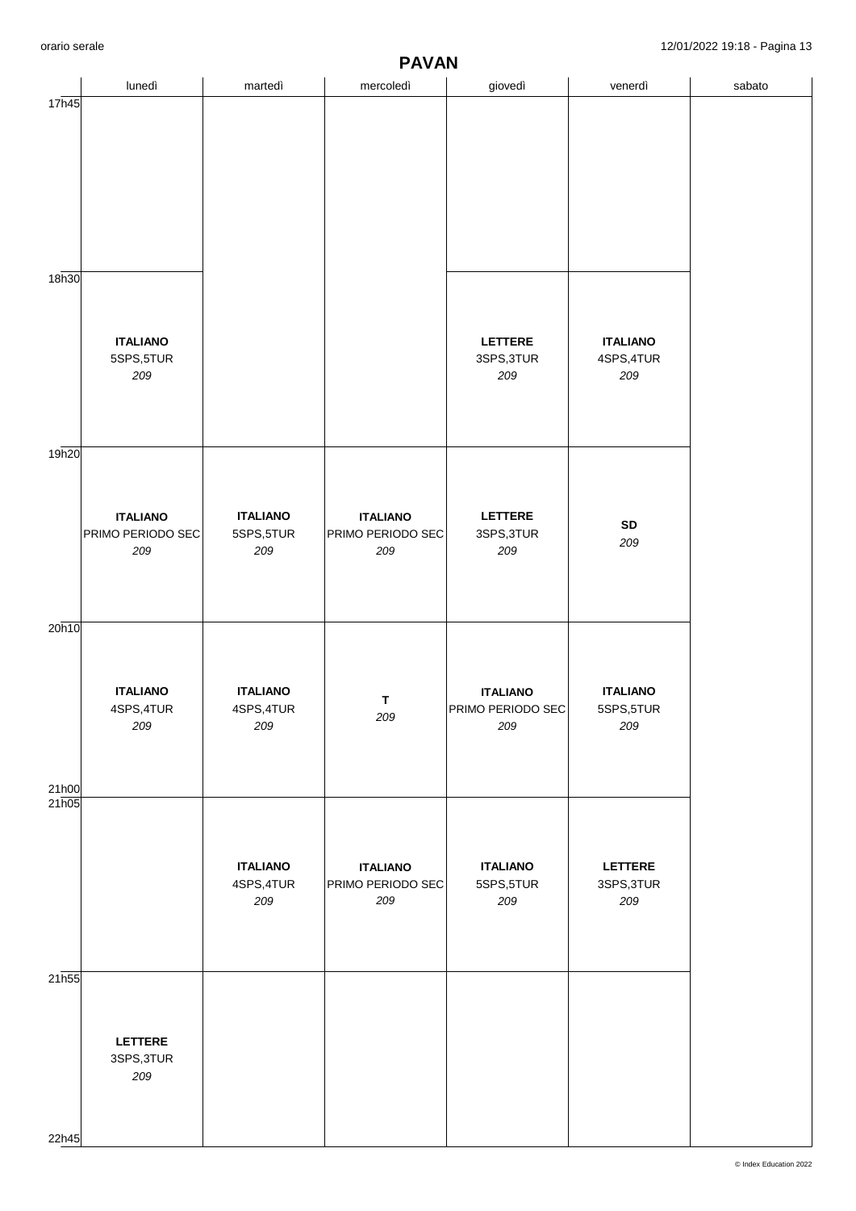# PAVAN

| | lunedì | martedì | mercoledì | giovedì | venerdì | sabato |
|---|---|---|---|---|---|---|
| 17h45 | | | | | | |
| 18h30 | **ITALIANO** 5SPS,5TUR *209* | | | **LETTERE** 3SPS,3TUR *209* | **ITALIANO** 4SPS,4TUR *209* | |
| 19h20 | **ITALIANO** PRIMO PERIODO SEC *209* | **ITALIANO** 5SPS,5TUR *209* | **ITALIANO** PRIMO PERIODO SEC *209* | **LETTERE** 3SPS,3TUR *209* | **SD** *209* | |
| 20h10 - 21h00 | **ITALIANO** 4SPS,4TUR *209* | **ITALIANO** 4SPS,4TUR *209* | **T** *209* | **ITALIANO** PRIMO PERIODO SEC *209* | **ITALIANO** 5SPS,5TUR *209* | |
| 21h05 | | **ITALIANO** 4SPS,4TUR *209* | **ITALIANO** PRIMO PERIODO SEC *209* | **ITALIANO** 5SPS,5TUR *209* | **LETTERE** 3SPS,3TUR *209* | |
| 21h55 - 22h45 | **LETTERE** 3SPS,3TUR *209* | | | | | |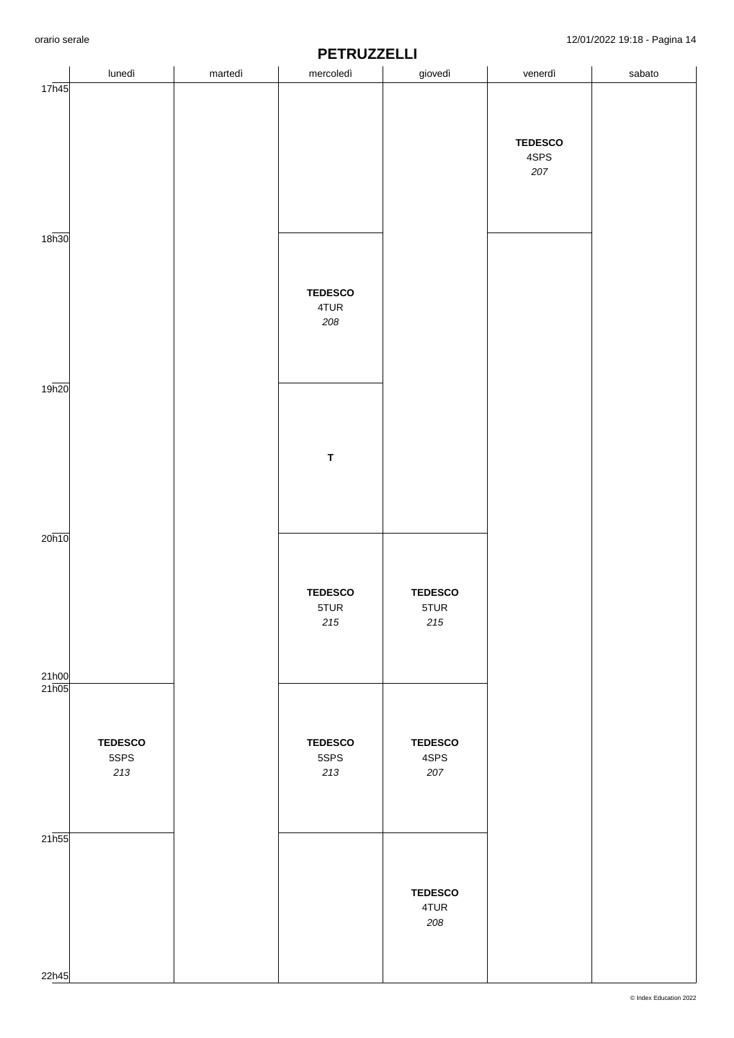# PETRUZZELLI

| | lunedì | martedì | mercoledì | giovedì | venerdì | sabato |
|---|---|---|---|---|---|---|
| 17h45 | | | | | **TEDESCO** 4SPS *207* | |
| 18h30 | | | **TEDESCO** 4TUR *208* | | | |
| 19h20 | | | **T** | | | |
| 20h10 | | | **TEDESCO** 5TUR *215* | **TEDESCO** 5TUR *215* | | |
| 21h05 | **TEDESCO** 5SPS *213* | | **TEDESCO** 5SPS *213* | **TEDESCO** 4SPS *207* | | |
| 21h55 | | | | **TEDESCO** 4TUR *208* | | |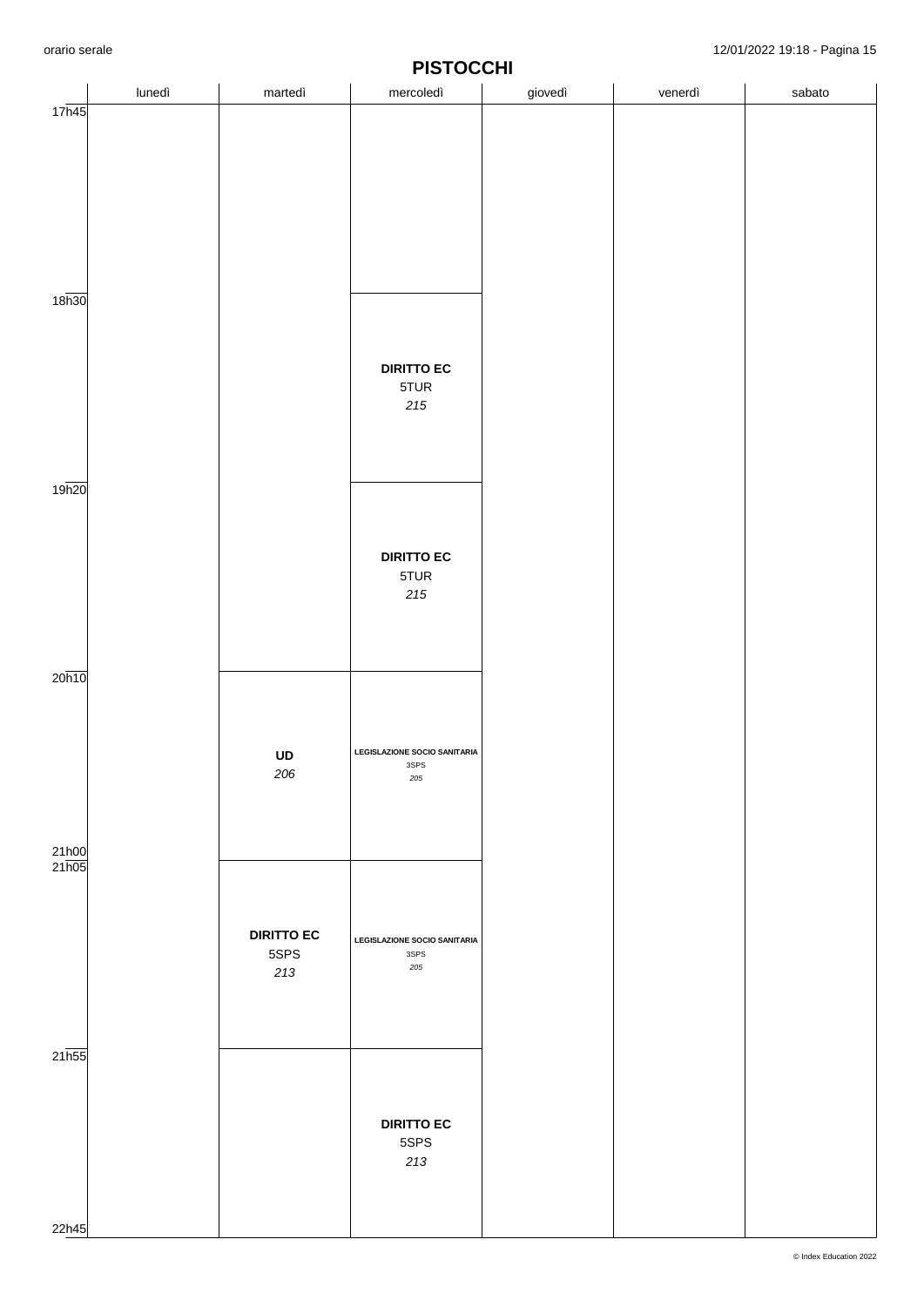# PISTOCCHI

| | lunedì | martedì | mercoledì | giovedì | venerdì | sabato |
|---|---|---|---|---|---|---|
| 17h45 | | | | | | |
| 18h30 | | | **DIRITTO EC** 5TUR *215* | | | |
| 19h20 | | | **DIRITTO EC** 5TUR *215* | | | |
| 20h10 | | **UD** *206* | **LEGISLAZIONE SOCIO SANITARIA** 3SPS *205* | | | |
| 21h05 | | **DIRITTO EC** 5SPS *213* | **LEGISLAZIONE SOCIO SANITARIA** 3SPS *205* | | | |
| 21h55 | | | **DIRITTO EC** 5SPS *213* | | | |
| 22h45 | | | | | | |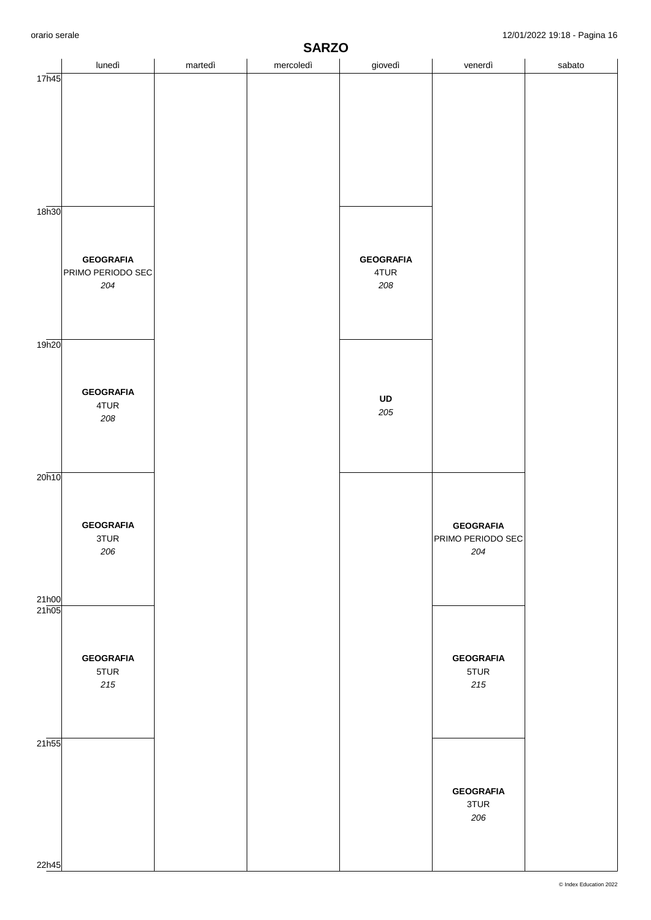# SARZO

| | lunedì | martedì | mercoledì | giovedì | venerdì | sabato |
|---|---|---|---|---|---|---|
| 17h45 | | | | | | |
| 18h30 | **GEOGRAFIA** PRIMO PERIODO SEC *204* | | | **GEOGRAFIA** 4TUR *208* | | |
| 19h20 | **GEOGRAFIA** 4TUR *208* | | | **UD** *205* | | |
| 20h10 | **GEOGRAFIA** 3TUR *206* | | | | **GEOGRAFIA** PRIMO PERIODO SEC *204* | |
| 21h05 | **GEOGRAFIA** 5TUR *215* | | | | **GEOGRAFIA** 5TUR *215* | |
| 21h55 | | | | | **GEOGRAFIA** 3TUR *206* | |
| 22h45 | | | | | | |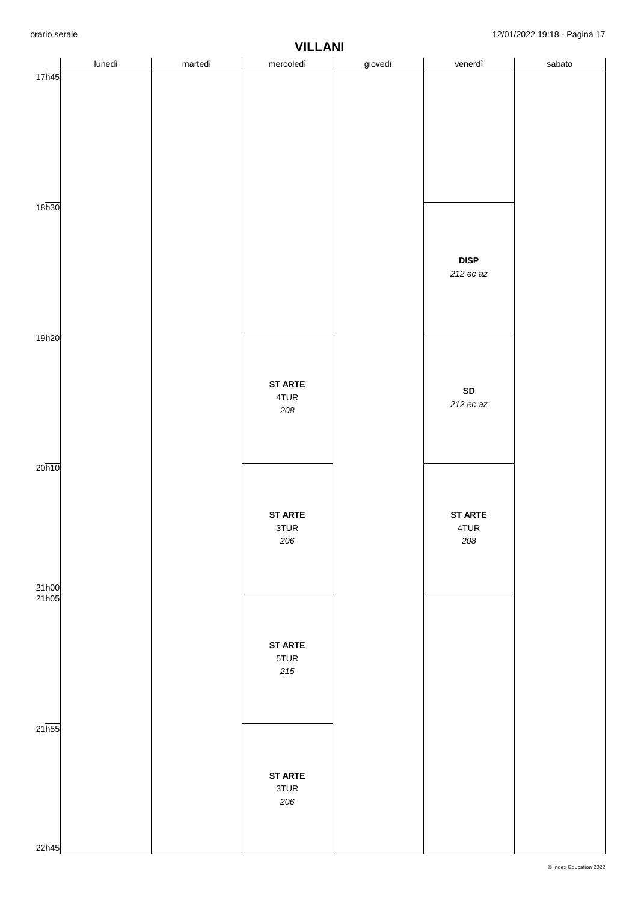# VILLANI

| | lunedì | martedì | mercoledì | giovedì | venerdì | sabato |
|---|---|---|---|---|---|---|
| 17h45 | | | | | | |
| 18h30 | | | | | **DISP** *212 ec az* | |
| 19h20 | | | **ST ARTE** 4TUR *208* | | **SD** *212 ec az* | |
| 20h10 | | | **ST ARTE** 3TUR *206* | | **ST ARTE** 4TUR *208* | |
| 21h05 | | | **ST ARTE** 5TUR *215* | | | |
| 21h55 | | | **ST ARTE** 3TUR *206* | | | |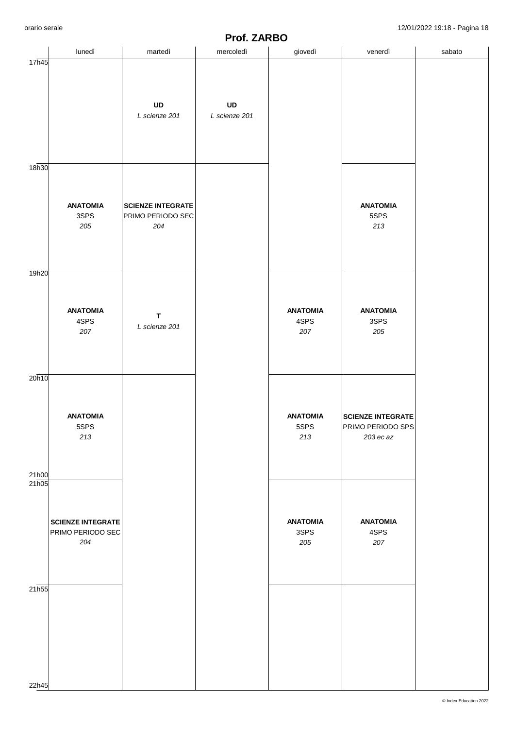# Prof. ZARBO

| | lunedì | martedì | mercoledì | giovedì | venerdì | sabato |
|---|---|---|---|---|---|---|
| 17h45 | | **UD** *L scienze 201* | **UD** *L scienze 201* | | | |
| 18h30 | **ANATOMIA** 3SPS *205* | **SCIENZE INTEGRATE** PRIMO PERIODO SEC *204* | | | **ANATOMIA** 5SPS *213* | |
| 19h20 | **ANATOMIA** 4SPS *207* | **T** *L scienze 201* | | **ANATOMIA** 4SPS *207* | **ANATOMIA** 3SPS *205* | |
| 20h10 - 21h00 | **ANATOMIA** 5SPS *213* | | | **ANATOMIA** 5SPS *213* | **SCIENZE INTEGRATE** PRIMO PERIODO SPS *203 ec az* | |
| 21h05 | **SCIENZE INTEGRATE** PRIMO PERIODO SEC *204* | | | **ANATOMIA** 3SPS *205* | **ANATOMIA** 4SPS *207* | |
| 21h55 - 22h45 | | | | | | |